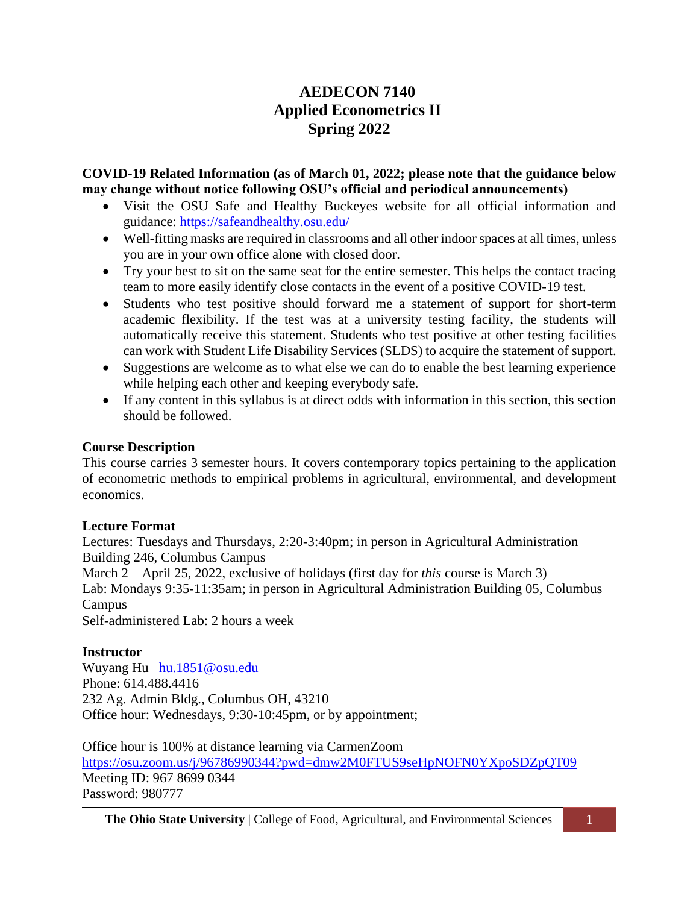# AEDECON 7140
# Applied Econometrics II
# Spring 2022

**COVID-19 Related Information (as of March 01, 2022; please note that the guidance below may change without notice following OSU's official and periodical announcements)**

- Visit the OSU Safe and Healthy Buckeyes website for all official information and guidance: https://safeandhealthy.osu.edu/
- Well-fitting masks are required in classrooms and all other indoor spaces at all times, unless you are in your own office alone with closed door.
- Try your best to sit on the same seat for the entire semester. This helps the contact tracing team to more easily identify close contacts in the event of a positive COVID-19 test.
- Students who test positive should forward me a statement of support for short-term academic flexibility. If the test was at a university testing facility, the students will automatically receive this statement. Students who test positive at other testing facilities can work with Student Life Disability Services (SLDS) to acquire the statement of support.
- Suggestions are welcome as to what else we can do to enable the best learning experience while helping each other and keeping everybody safe.
- If any content in this syllabus is at direct odds with information in this section, this section should be followed.

## Course Description

This course carries 3 semester hours. It covers contemporary topics pertaining to the application of econometric methods to empirical problems in agricultural, environmental, and development economics.

## Lecture Format

Lectures: Tuesdays and Thursdays, 2:20-3:40pm; in person in Agricultural Administration Building 246, Columbus Campus
March 2 – April 25, 2022, exclusive of holidays (first day for *this* course is March 3)
Lab: Mondays 9:35-11:35am; in person in Agricultural Administration Building 05, Columbus Campus
Self-administered Lab: 2 hours a week

## Instructor

Wuyang Hu hu.1851@osu.edu
Phone: 614.488.4416
232 Ag. Admin Bldg., Columbus OH, 43210
Office hour: Wednesdays, 9:30-10:45pm, or by appointment;

Office hour is 100% at distance learning via CarmenZoom
https://osu.zoom.us/j/96786990344?pwd=dmw2M0FTUS9seHpNOFN0YXpoSDZpQT09
Meeting ID: 967 8699 0344
Password: 980777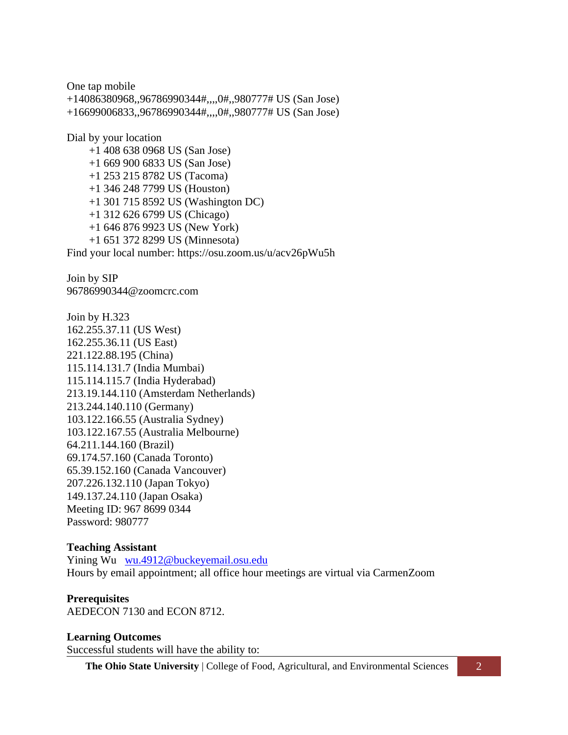One tap mobile
+14086380968,,96786990344#,,,,0#,,980777# US (San Jose)
+16699006833,,96786990344#,,,,0#,,980777# US (San Jose)

Dial by your location
- +1 408 638 0968 US (San Jose)
- +1 669 900 6833 US (San Jose)
- +1 253 215 8782 US (Tacoma)
- +1 346 248 7799 US (Houston)
- +1 301 715 8592 US (Washington DC)
- +1 312 626 6799 US (Chicago)
- +1 646 876 9923 US (New York)
- +1 651 372 8299 US (Minnesota)

Find your local number: https://osu.zoom.us/u/acv26pWu5h

Join by SIP
96786990344@zoomcrc.com

Join by H.323
162.255.37.11 (US West)
162.255.36.11 (US East)
221.122.88.195 (China)
115.114.131.7 (India Mumbai)
115.114.115.7 (India Hyderabad)
213.19.144.110 (Amsterdam Netherlands)
213.244.140.110 (Germany)
103.122.166.55 (Australia Sydney)
103.122.167.55 (Australia Melbourne)
64.211.144.160 (Brazil)
69.174.57.160 (Canada Toronto)
65.39.152.160 (Canada Vancouver)
207.226.132.110 (Japan Tokyo)
149.137.24.110 (Japan Osaka)
Meeting ID: 967 8699 0344
Password: 980777

**Teaching Assistant**
Yining Wu   wu.4912@buckeyemail.osu.edu
Hours by email appointment; all office hour meetings are virtual via CarmenZoom

**Prerequisites**
AEDECON 7130 and ECON 8712.

**Learning Outcomes**
Successful students will have the ability to: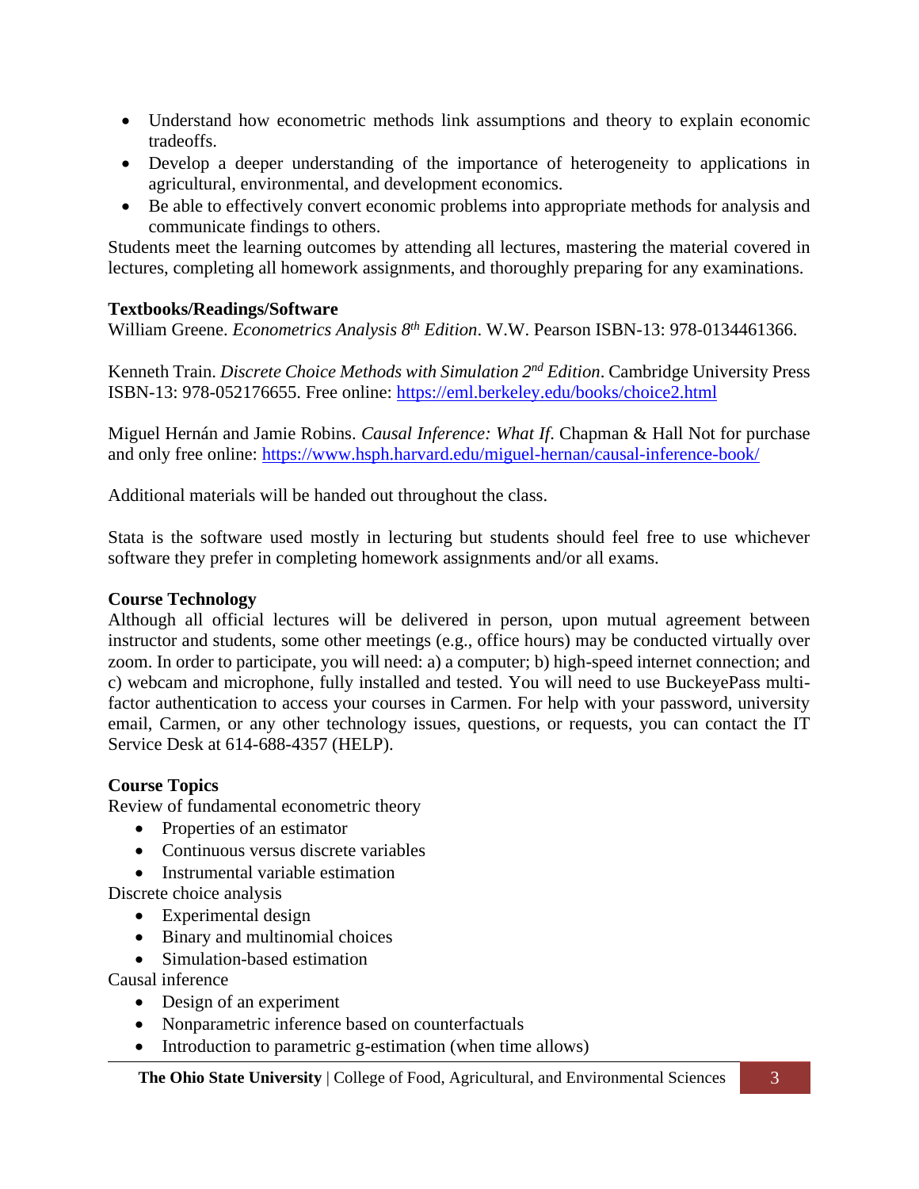- Understand how econometric methods link assumptions and theory to explain economic tradeoffs.
- Develop a deeper understanding of the importance of heterogeneity to applications in agricultural, environmental, and development economics.
- Be able to effectively convert economic problems into appropriate methods for analysis and communicate findings to others.

Students meet the learning outcomes by attending all lectures, mastering the material covered in lectures, completing all homework assignments, and thoroughly preparing for any examinations.

**Textbooks/Readings/Software**

William Greene. *Econometrics Analysis 8th Edition*. W.W. Pearson ISBN-13: 978-0134461366.

Kenneth Train. *Discrete Choice Methods with Simulation 2nd Edition*. Cambridge University Press ISBN-13: 978-052176655. Free online: https://eml.berkeley.edu/books/choice2.html

Miguel Hernán and Jamie Robins. *Causal Inference: What If*. Chapman & Hall Not for purchase and only free online: https://www.hsph.harvard.edu/miguel-hernan/causal-inference-book/

Additional materials will be handed out throughout the class.

Stata is the software used mostly in lecturing but students should feel free to use whichever software they prefer in completing homework assignments and/or all exams.

**Course Technology**

Although all official lectures will be delivered in person, upon mutual agreement between instructor and students, some other meetings (e.g., office hours) may be conducted virtually over zoom. In order to participate, you will need: a) a computer; b) high-speed internet connection; and c) webcam and microphone, fully installed and tested. You will need to use BuckeyePass multi-factor authentication to access your courses in Carmen. For help with your password, university email, Carmen, or any other technology issues, questions, or requests, you can contact the IT Service Desk at 614-688-4357 (HELP).

**Course Topics**

Review of fundamental econometric theory

- Properties of an estimator
- Continuous versus discrete variables
- Instrumental variable estimation

Discrete choice analysis

- Experimental design
- Binary and multinomial choices
- Simulation-based estimation

Causal inference

- Design of an experiment
- Nonparametric inference based on counterfactuals
- Introduction to parametric g-estimation (when time allows)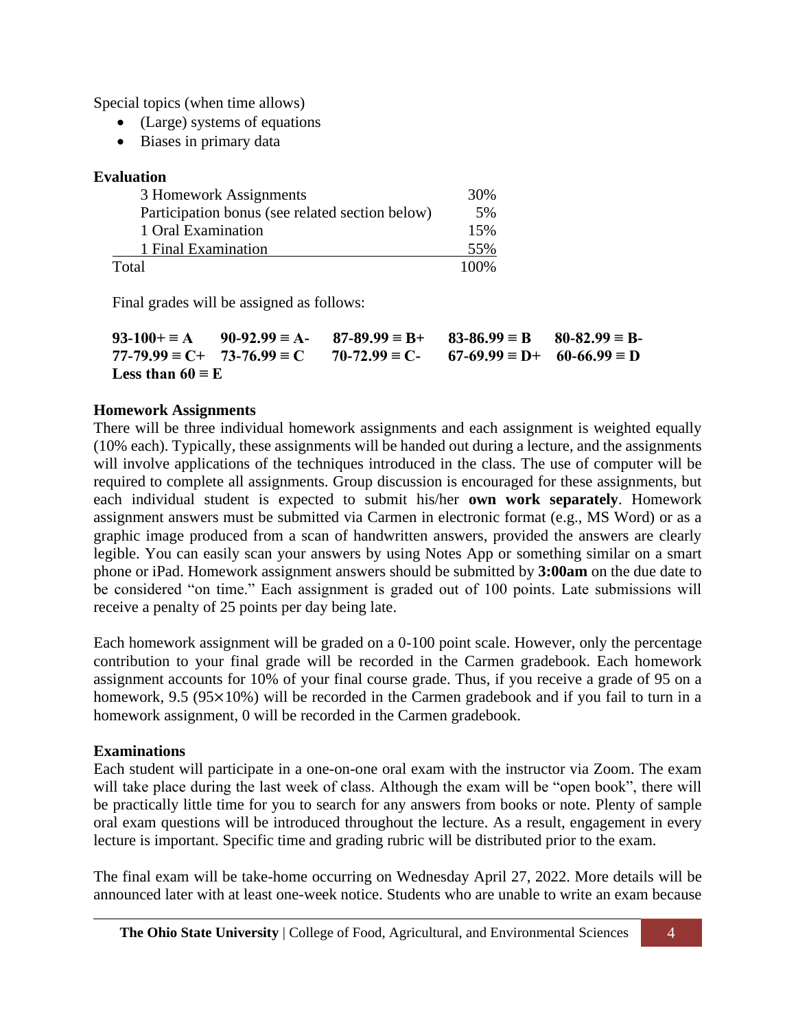Special topics (when time allows)

- (Large) systems of equations
- Biases in primary data

**Evaluation**

| | |
|---|---|
| 3 Homework Assignments | 30% |
| Participation bonus (see related section below) | 5% |
| 1 Oral Examination | 15% |
| 1 Final Examination | 55% |
| Total | 100% |

Final grades will be assigned as follows:

| | | | | |
|---|---|---|---|---|
| **93-100+ ≡ A** | **90-92.99 ≡ A-** | **87-89.99 ≡ B+** | **83-86.99 ≡ B** | **80-82.99 ≡ B-** |
| **77-79.99 ≡ C+** | **73-76.99 ≡ C** | **70-72.99 ≡ C-** | **67-69.99 ≡ D+** | **60-66.99 ≡ D** |
| **Less than 60 ≡ E** | | | | |

**Homework Assignments**

There will be three individual homework assignments and each assignment is weighted equally (10% each). Typically, these assignments will be handed out during a lecture, and the assignments will involve applications of the techniques introduced in the class. The use of computer will be required to complete all assignments. Group discussion is encouraged for these assignments, but each individual student is expected to submit his/her **own work separately**. Homework assignment answers must be submitted via Carmen in electronic format (e.g., MS Word) or as a graphic image produced from a scan of handwritten answers, provided the answers are clearly legible. You can easily scan your answers by using Notes App or something similar on a smart phone or iPad. Homework assignment answers should be submitted by **3:00am** on the due date to be considered "on time." Each assignment is graded out of 100 points. Late submissions will receive a penalty of 25 points per day being late.

Each homework assignment will be graded on a 0-100 point scale. However, only the percentage contribution to your final grade will be recorded in the Carmen gradebook. Each homework assignment accounts for 10% of your final course grade. Thus, if you receive a grade of 95 on a homework, 9.5 (95×10%) will be recorded in the Carmen gradebook and if you fail to turn in a homework assignment, 0 will be recorded in the Carmen gradebook.

**Examinations**

Each student will participate in a one-on-one oral exam with the instructor via Zoom. The exam will take place during the last week of class. Although the exam will be "open book", there will be practically little time for you to search for any answers from books or note. Plenty of sample oral exam questions will be introduced throughout the lecture. As a result, engagement in every lecture is important. Specific time and grading rubric will be distributed prior to the exam.

The final exam will be take-home occurring on Wednesday April 27, 2022. More details will be announced later with at least one-week notice. Students who are unable to write an exam because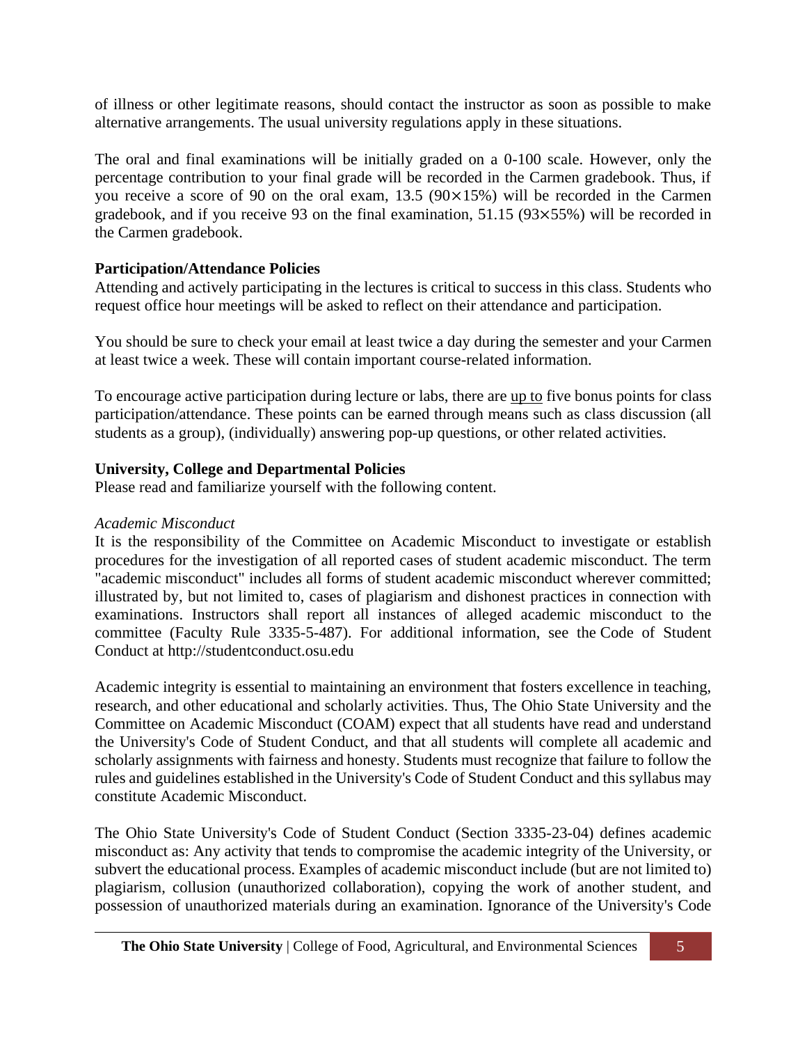of illness or other legitimate reasons, should contact the instructor as soon as possible to make alternative arrangements. The usual university regulations apply in these situations.

The oral and final examinations will be initially graded on a 0-100 scale. However, only the percentage contribution to your final grade will be recorded in the Carmen gradebook. Thus, if you receive a score of 90 on the oral exam, 13.5 ($90 \times 15\%$) will be recorded in the Carmen gradebook, and if you receive 93 on the final examination, 51.15 ($93 \times 55\%$) will be recorded in the Carmen gradebook.

**Participation/Attendance Policies**

Attending and actively participating in the lectures is critical to success in this class. Students who request office hour meetings will be asked to reflect on their attendance and participation.

You should be sure to check your email at least twice a day during the semester and your Carmen at least twice a week. These will contain important course-related information.

To encourage active participation during lecture or labs, there are <u>up to</u> five bonus points for class participation/attendance. These points can be earned through means such as class discussion (all students as a group), (individually) answering pop-up questions, or other related activities.

**University, College and Departmental Policies**

Please read and familiarize yourself with the following content.

*Academic Misconduct*

It is the responsibility of the Committee on Academic Misconduct to investigate or establish procedures for the investigation of all reported cases of student academic misconduct. The term "academic misconduct" includes all forms of student academic misconduct wherever committed; illustrated by, but not limited to, cases of plagiarism and dishonest practices in connection with examinations. Instructors shall report all instances of alleged academic misconduct to the committee (Faculty Rule 3335-5-487). For additional information, see the Code of Student Conduct at http://studentconduct.osu.edu

Academic integrity is essential to maintaining an environment that fosters excellence in teaching, research, and other educational and scholarly activities. Thus, The Ohio State University and the Committee on Academic Misconduct (COAM) expect that all students have read and understand the University's Code of Student Conduct, and that all students will complete all academic and scholarly assignments with fairness and honesty. Students must recognize that failure to follow the rules and guidelines established in the University's Code of Student Conduct and this syllabus may constitute Academic Misconduct.

The Ohio State University's Code of Student Conduct (Section 3335-23-04) defines academic misconduct as: Any activity that tends to compromise the academic integrity of the University, or subvert the educational process. Examples of academic misconduct include (but are not limited to) plagiarism, collusion (unauthorized collaboration), copying the work of another student, and possession of unauthorized materials during an examination. Ignorance of the University's Code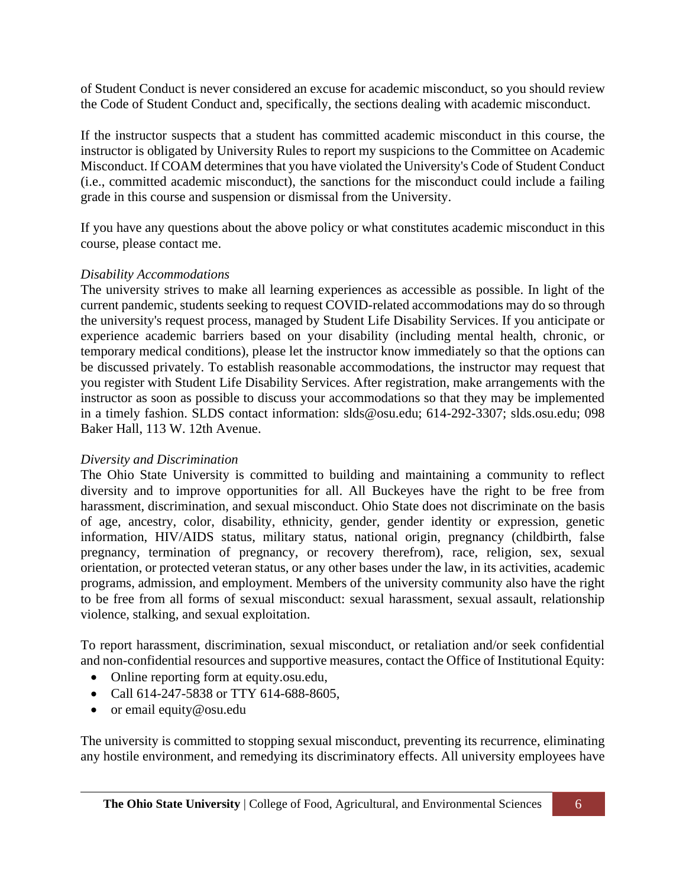of Student Conduct is never considered an excuse for academic misconduct, so you should review the Code of Student Conduct and, specifically, the sections dealing with academic misconduct.

If the instructor suspects that a student has committed academic misconduct in this course, the instructor is obligated by University Rules to report my suspicions to the Committee on Academic Misconduct. If COAM determines that you have violated the University's Code of Student Conduct (i.e., committed academic misconduct), the sanctions for the misconduct could include a failing grade in this course and suspension or dismissal from the University.

If you have any questions about the above policy or what constitutes academic misconduct in this course, please contact me.

*Disability Accommodations*

The university strives to make all learning experiences as accessible as possible. In light of the current pandemic, students seeking to request COVID-related accommodations may do so through the university's request process, managed by Student Life Disability Services. If you anticipate or experience academic barriers based on your disability (including mental health, chronic, or temporary medical conditions), please let the instructor know immediately so that the options can be discussed privately. To establish reasonable accommodations, the instructor may request that you register with Student Life Disability Services. After registration, make arrangements with the instructor as soon as possible to discuss your accommodations so that they may be implemented in a timely fashion. SLDS contact information: slds@osu.edu; 614-292-3307; slds.osu.edu; 098 Baker Hall, 113 W. 12th Avenue.

*Diversity and Discrimination*

The Ohio State University is committed to building and maintaining a community to reflect diversity and to improve opportunities for all. All Buckeyes have the right to be free from harassment, discrimination, and sexual misconduct. Ohio State does not discriminate on the basis of age, ancestry, color, disability, ethnicity, gender, gender identity or expression, genetic information, HIV/AIDS status, military status, national origin, pregnancy (childbirth, false pregnancy, termination of pregnancy, or recovery therefrom), race, religion, sex, sexual orientation, or protected veteran status, or any other bases under the law, in its activities, academic programs, admission, and employment. Members of the university community also have the right to be free from all forms of sexual misconduct: sexual harassment, sexual assault, relationship violence, stalking, and sexual exploitation.

To report harassment, discrimination, sexual misconduct, or retaliation and/or seek confidential and non-confidential resources and supportive measures, contact the Office of Institutional Equity:

- Online reporting form at equity.osu.edu,
- Call 614-247-5838 or TTY 614-688-8605,
- or email equity@osu.edu

The university is committed to stopping sexual misconduct, preventing its recurrence, eliminating any hostile environment, and remedying its discriminatory effects. All university employees have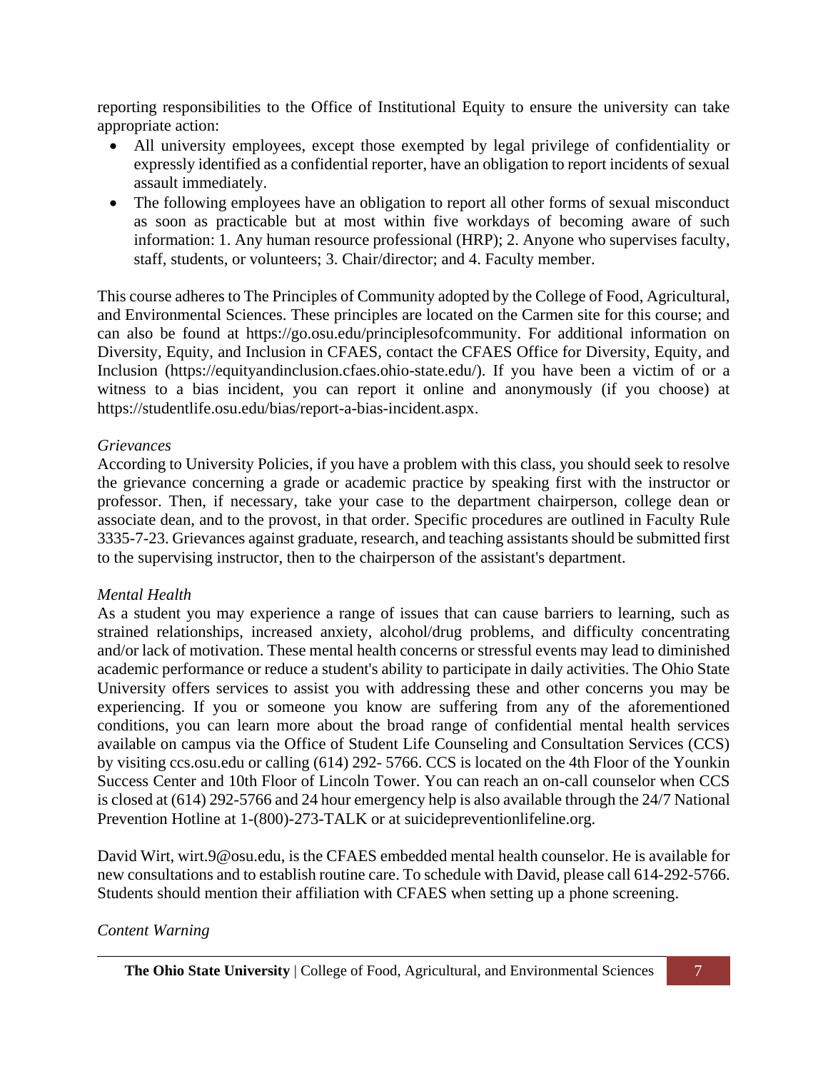reporting responsibilities to the Office of Institutional Equity to ensure the university can take appropriate action:

- All university employees, except those exempted by legal privilege of confidentiality or expressly identified as a confidential reporter, have an obligation to report incidents of sexual assault immediately.
- The following employees have an obligation to report all other forms of sexual misconduct as soon as practicable but at most within five workdays of becoming aware of such information: 1. Any human resource professional (HRP); 2. Anyone who supervises faculty, staff, students, or volunteers; 3. Chair/director; and 4. Faculty member.

This course adheres to The Principles of Community adopted by the College of Food, Agricultural, and Environmental Sciences. These principles are located on the Carmen site for this course; and can also be found at https://go.osu.edu/principlesofcommunity. For additional information on Diversity, Equity, and Inclusion in CFAES, contact the CFAES Office for Diversity, Equity, and Inclusion (https://equityandinclusion.cfaes.ohio-state.edu/). If you have been a victim of or a witness to a bias incident, you can report it online and anonymously (if you choose) at https://studentlife.osu.edu/bias/report-a-bias-incident.aspx.

*Grievances*

According to University Policies, if you have a problem with this class, you should seek to resolve the grievance concerning a grade or academic practice by speaking first with the instructor or professor. Then, if necessary, take your case to the department chairperson, college dean or associate dean, and to the provost, in that order. Specific procedures are outlined in Faculty Rule 3335-7-23. Grievances against graduate, research, and teaching assistants should be submitted first to the supervising instructor, then to the chairperson of the assistant's department.

*Mental Health*

As a student you may experience a range of issues that can cause barriers to learning, such as strained relationships, increased anxiety, alcohol/drug problems, and difficulty concentrating and/or lack of motivation. These mental health concerns or stressful events may lead to diminished academic performance or reduce a student's ability to participate in daily activities. The Ohio State University offers services to assist you with addressing these and other concerns you may be experiencing. If you or someone you know are suffering from any of the aforementioned conditions, you can learn more about the broad range of confidential mental health services available on campus via the Office of Student Life Counseling and Consultation Services (CCS) by visiting ccs.osu.edu or calling (614) 292- 5766. CCS is located on the 4th Floor of the Younkin Success Center and 10th Floor of Lincoln Tower. You can reach an on-call counselor when CCS is closed at (614) 292-5766 and 24 hour emergency help is also available through the 24/7 National Prevention Hotline at 1-(800)-273-TALK or at suicidepreventionlifeline.org.

David Wirt, wirt.9@osu.edu, is the CFAES embedded mental health counselor. He is available for new consultations and to establish routine care. To schedule with David, please call 614-292-5766. Students should mention their affiliation with CFAES when setting up a phone screening.

*Content Warning*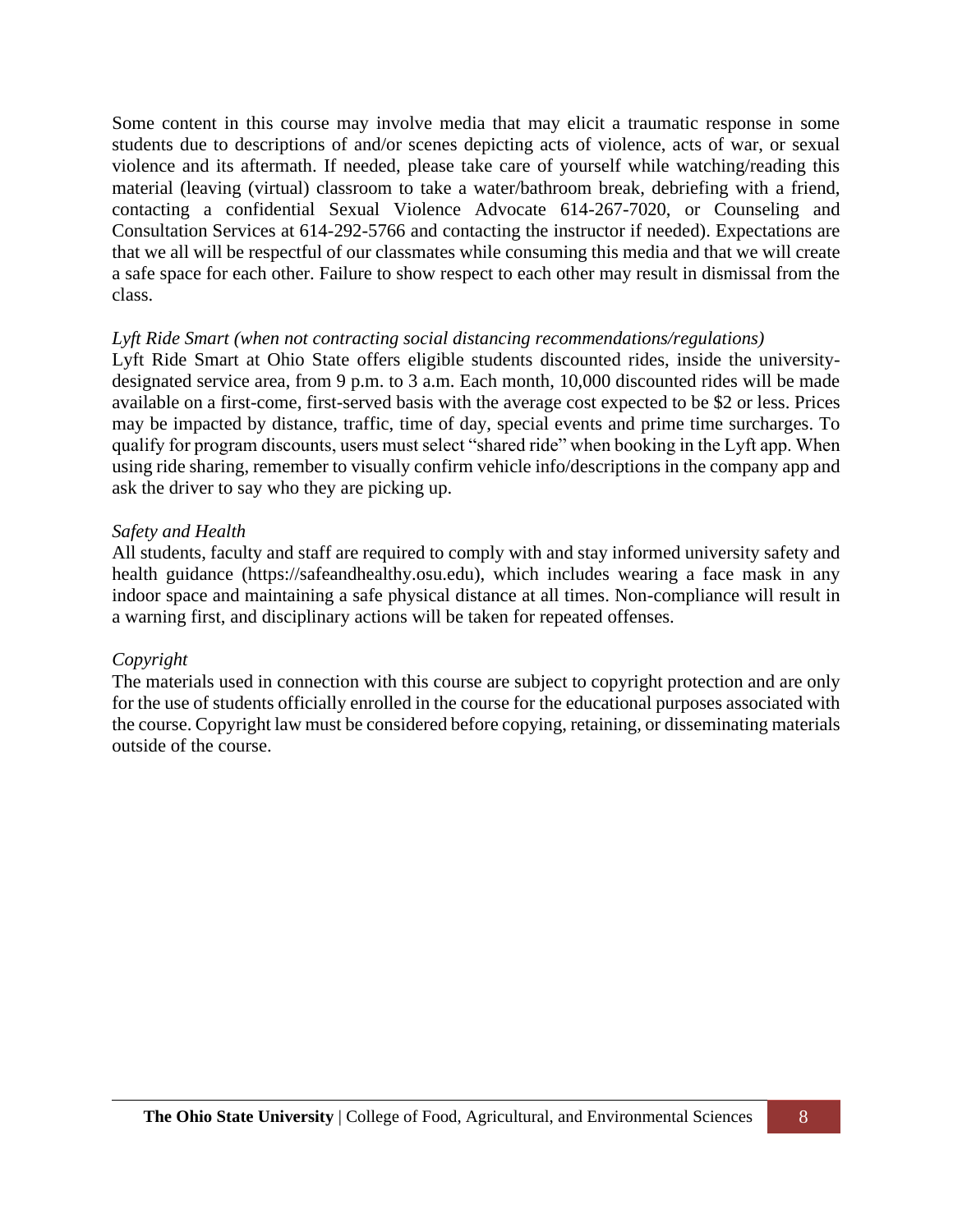Some content in this course may involve media that may elicit a traumatic response in some students due to descriptions of and/or scenes depicting acts of violence, acts of war, or sexual violence and its aftermath. If needed, please take care of yourself while watching/reading this material (leaving (virtual) classroom to take a water/bathroom break, debriefing with a friend, contacting a confidential Sexual Violence Advocate 614-267-7020, or Counseling and Consultation Services at 614-292-5766 and contacting the instructor if needed). Expectations are that we all will be respectful of our classmates while consuming this media and that we will create a safe space for each other. Failure to show respect to each other may result in dismissal from the class.

*Lyft Ride Smart (when not contracting social distancing recommendations/regulations)*

Lyft Ride Smart at Ohio State offers eligible students discounted rides, inside the university-designated service area, from 9 p.m. to 3 a.m. Each month, 10,000 discounted rides will be made available on a first-come, first-served basis with the average cost expected to be $2 or less. Prices may be impacted by distance, traffic, time of day, special events and prime time surcharges. To qualify for program discounts, users must select "shared ride" when booking in the Lyft app. When using ride sharing, remember to visually confirm vehicle info/descriptions in the company app and ask the driver to say who they are picking up.

*Safety and Health*

All students, faculty and staff are required to comply with and stay informed university safety and health guidance (https://safeandhealthy.osu.edu), which includes wearing a face mask in any indoor space and maintaining a safe physical distance at all times. Non-compliance will result in a warning first, and disciplinary actions will be taken for repeated offenses.

*Copyright*

The materials used in connection with this course are subject to copyright protection and are only for the use of students officially enrolled in the course for the educational purposes associated with the course. Copyright law must be considered before copying, retaining, or disseminating materials outside of the course.